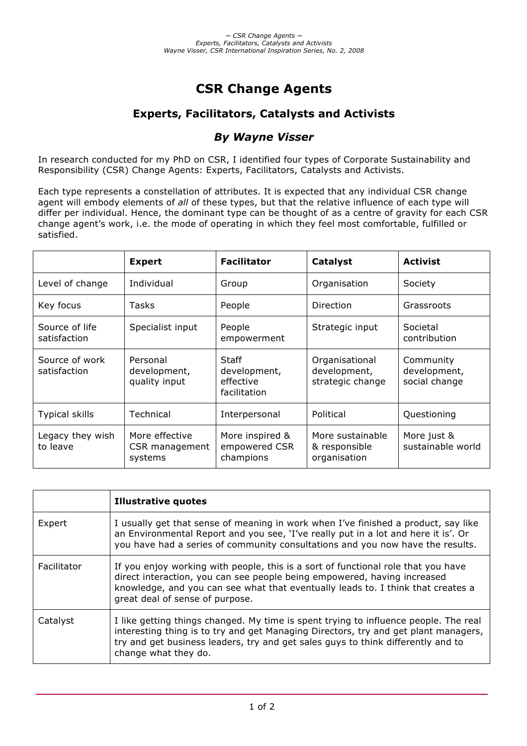# CSR Change Agents

## Experts, Facilitators, Catalysts and Activists

### *By Wayne Visser*

In research conducted for my PhD on CSR, I identified four types of Corporate Sustainability and Responsibility (CSR) Change Agents: Experts, Facilitators, Catalysts and Activists.

Each type represents a constellation of attributes. It is expected that any individual CSR change agent will embody elements of *all* of these types, but that the relative influence of each type will differ per individual. Hence, the dominant type can be thought of as a centre of gravity for each CSR change agent's work, i.e. the mode of operating in which they feel most comfortable, fulfilled or satisfied.

| | **Expert** | **Facilitator** | **Catalyst** | **Activist** |
|---|---|---|---|---|
| Level of change | Individual | Group | Organisation | Society |
| Key focus | Tasks | People | Direction | Grassroots |
| Source of life satisfaction | Specialist input | People empowerment | Strategic input | Societal contribution |
| Source of work satisfaction | Personal development, quality input | Staff development, effective facilitation | Organisational development, strategic change | Community development, social change |
| Typical skills | Technical | Interpersonal | Political | Questioning |
| Legacy they wish to leave | More effective CSR management systems | More inspired & empowered CSR champions | More sustainable & responsible organisation | More just & sustainable world |

| | **Illustrative quotes** |
|---|---|
| Expert | I usually get that sense of meaning in work when I've finished a product, say like an Environmental Report and you see, 'I've really put in a lot and here it is'. Or you have had a series of community consultations and you now have the results. |
| Facilitator | If you enjoy working with people, this is a sort of functional role that you have direct interaction, you can see people being empowered, having increased knowledge, and you can see what that eventually leads to. I think that creates a great deal of sense of purpose. |
| Catalyst | I like getting things changed. My time is spent trying to influence people. The real interesting thing is to try and get Managing Directors, try and get plant managers, try and get business leaders, try and get sales guys to think differently and to change what they do. |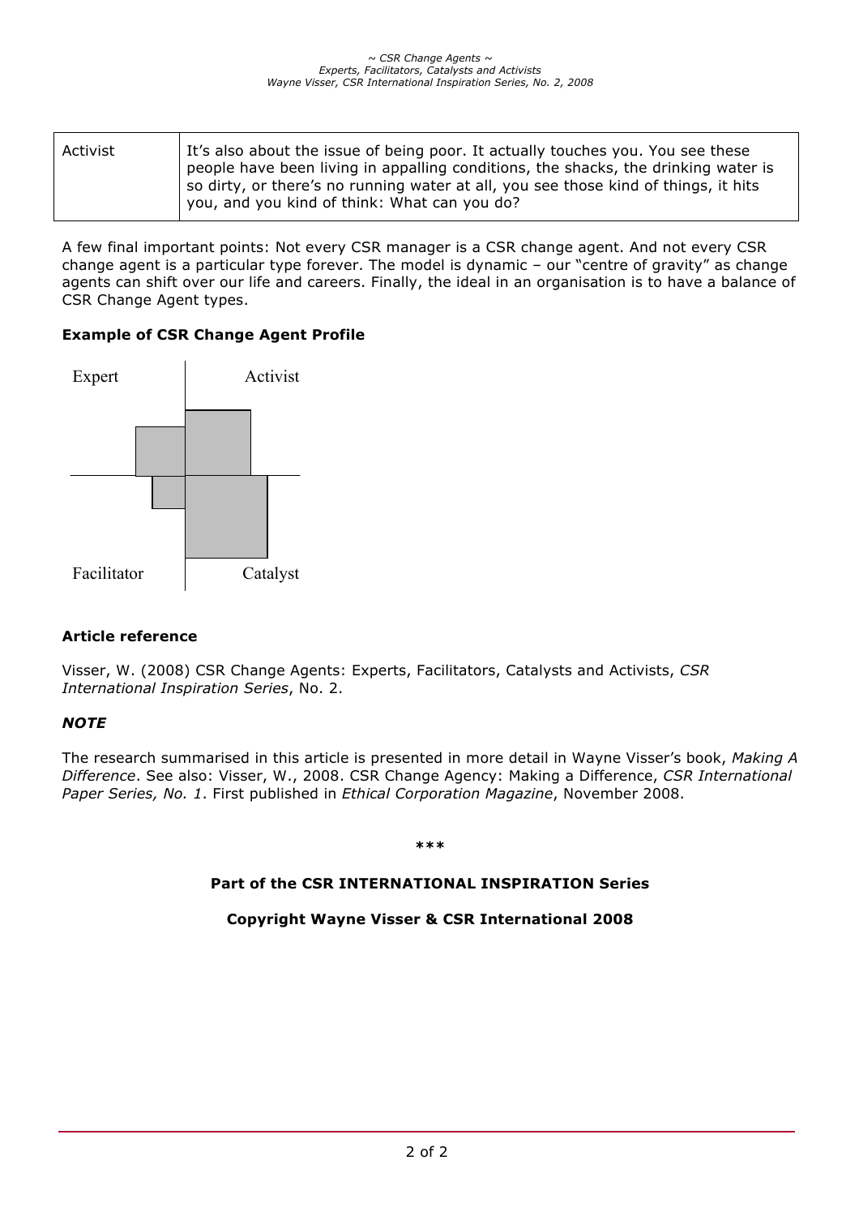| | |
|---|---|
| Activist | It's also about the issue of being poor. It actually touches you. You see these people have been living in appalling conditions, the shacks, the drinking water is so dirty, or there's no running water at all, you see those kind of things, it hits you, and you kind of think: What can you do? |

A few final important points: Not every CSR manager is a CSR change agent. And not every CSR change agent is a particular type forever. The model is dynamic – our "centre of gravity" as change agents can shift over our life and careers. Finally, the ideal in an organisation is to have a balance of CSR Change Agent types.

**Example of CSR Change Agent Profile**

Expert
Activist
Facilitator
Catalyst

**Article reference**

Visser, W. (2008) CSR Change Agents: Experts, Facilitators, Catalysts and Activists, *CSR International Inspiration Series*, No. 2.

***NOTE***

The research summarised in this article is presented in more detail in Wayne Visser's book, *Making A Difference*. See also: Visser, W., 2008. CSR Change Agency: Making a Difference, *CSR International Paper Series, No. 1*. First published in *Ethical Corporation Magazine*, November 2008.

\*\*\*

**Part of the CSR INTERNATIONAL INSPIRATION Series**

**Copyright Wayne Visser & CSR International 2008**